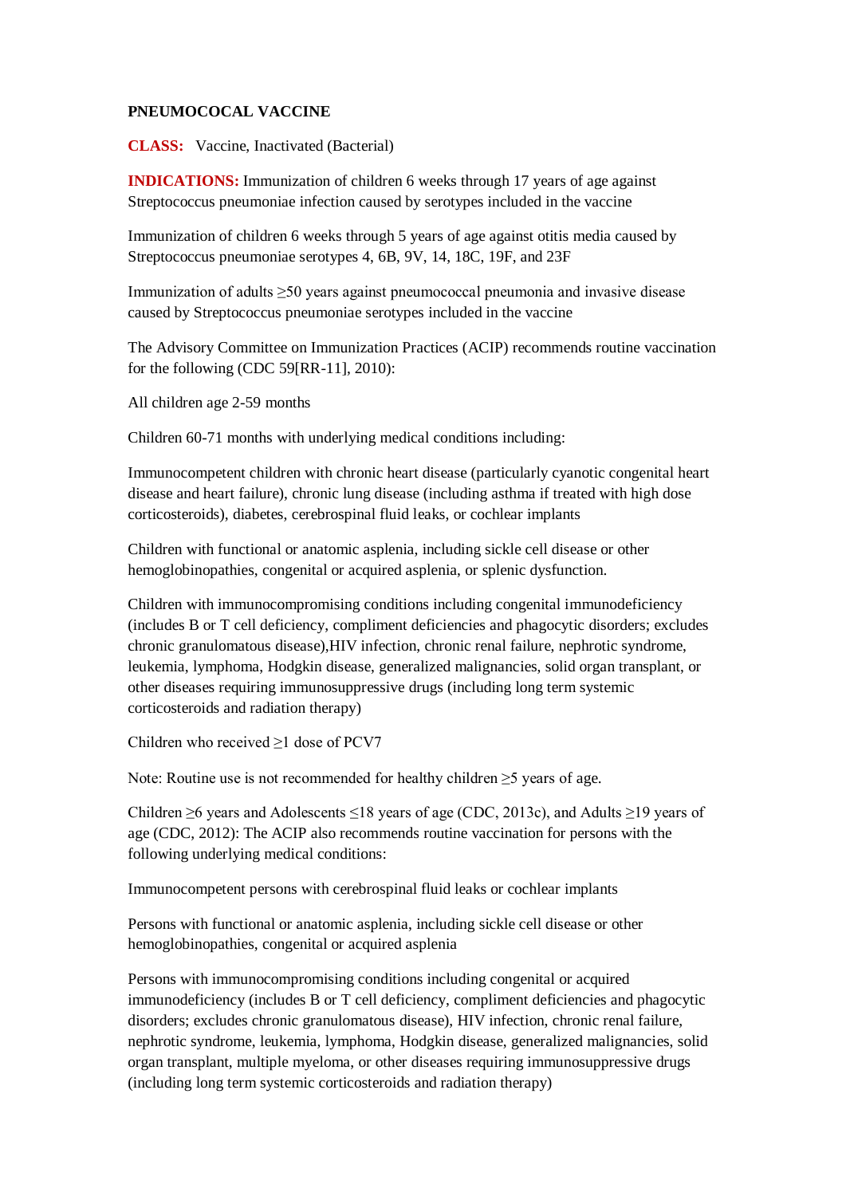**PNEUMOCOCAL VACCINE**

**CLASS:** Vaccine, Inactivated (Bacterial)

**INDICATIONS:** Immunization of children 6 weeks through 17 years of age against Streptococcus pneumoniae infection caused by serotypes included in the vaccine

Immunization of children 6 weeks through 5 years of age against otitis media caused by Streptococcus pneumoniae serotypes 4, 6B, 9V, 14, 18C, 19F, and 23F

Immunization of adults ≥50 years against pneumococcal pneumonia and invasive disease caused by Streptococcus pneumoniae serotypes included in the vaccine

The Advisory Committee on Immunization Practices (ACIP) recommends routine vaccination for the following (CDC 59[RR-11], 2010):

All children age 2-59 months

Children 60-71 months with underlying medical conditions including:

Immunocompetent children with chronic heart disease (particularly cyanotic congenital heart disease and heart failure), chronic lung disease (including asthma if treated with high dose corticosteroids), diabetes, cerebrospinal fluid leaks, or cochlear implants

Children with functional or anatomic asplenia, including sickle cell disease or other hemoglobinopathies, congenital or acquired asplenia, or splenic dysfunction.

Children with immunocompromising conditions including congenital immunodeficiency (includes B or T cell deficiency, compliment deficiencies and phagocytic disorders; excludes chronic granulomatous disease),HIV infection, chronic renal failure, nephrotic syndrome, leukemia, lymphoma, Hodgkin disease, generalized malignancies, solid organ transplant, or other diseases requiring immunosuppressive drugs (including long term systemic corticosteroids and radiation therapy)

Children who received ≥1 dose of PCV7

Note: Routine use is not recommended for healthy children ≥5 years of age.

Children ≥6 years and Adolescents ≤18 years of age (CDC, 2013c), and Adults ≥19 years of age (CDC, 2012): The ACIP also recommends routine vaccination for persons with the following underlying medical conditions:

Immunocompetent persons with cerebrospinal fluid leaks or cochlear implants

Persons with functional or anatomic asplenia, including sickle cell disease or other hemoglobinopathies, congenital or acquired asplenia

Persons with immunocompromising conditions including congenital or acquired immunodeficiency (includes B or T cell deficiency, compliment deficiencies and phagocytic disorders; excludes chronic granulomatous disease), HIV infection, chronic renal failure, nephrotic syndrome, leukemia, lymphoma, Hodgkin disease, generalized malignancies, solid organ transplant, multiple myeloma, or other diseases requiring immunosuppressive drugs (including long term systemic corticosteroids and radiation therapy)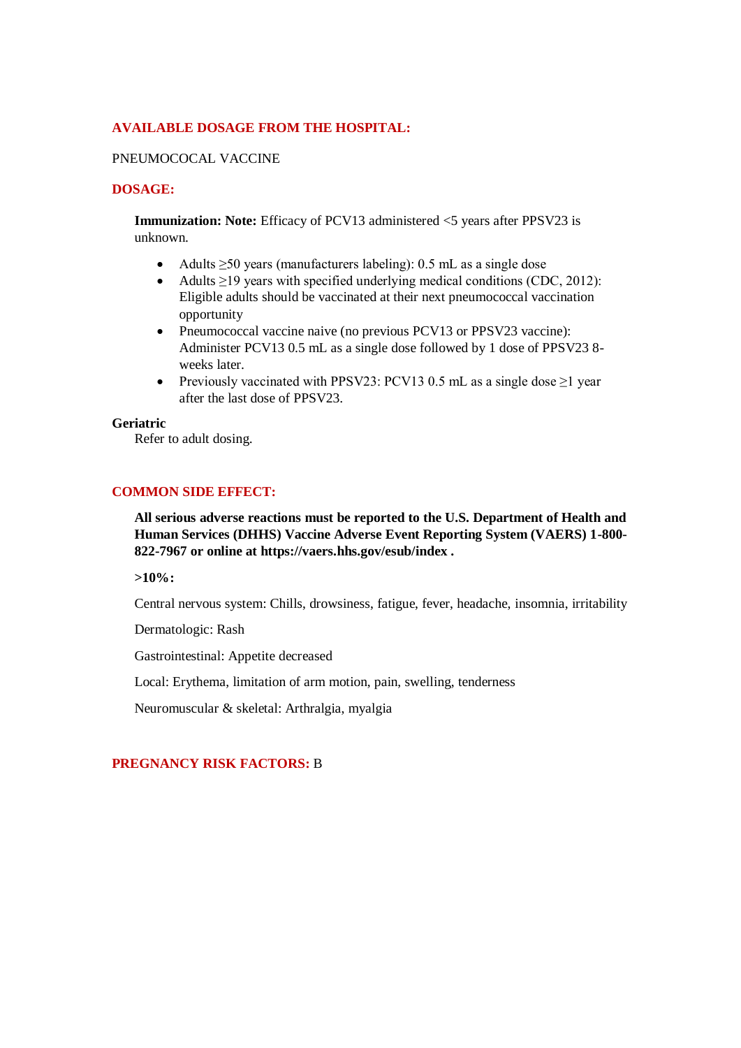## AVAILABLE DOSAGE FROM THE HOSPITAL:

PNEUMOCOCCAL VACCINE

## DOSAGE:

**Immunization: Note:** Efficacy of PCV13 administered <5 years after PPSV23 is unknown.

- Adults ≥50 years (manufacturers labeling): 0.5 mL as a single dose
- Adults ≥19 years with specified underlying medical conditions (CDC, 2012): Eligible adults should be vaccinated at their next pneumococcal vaccination opportunity
- Pneumococcal vaccine naive (no previous PCV13 or PPSV23 vaccine): Administer PCV13 0.5 mL as a single dose followed by 1 dose of PPSV23 8-weeks later.
- Previously vaccinated with PPSV23: PCV13 0.5 mL as a single dose ≥1 year after the last dose of PPSV23.

**Geriatric**

Refer to adult dosing.

## COMMON SIDE EFFECT:

**All serious adverse reactions must be reported to the U.S. Department of Health and Human Services (DHHS) Vaccine Adverse Event Reporting System (VAERS) 1-800-822-7967 or online at https://vaers.hhs.gov/esub/index .**

**>10%:**

Central nervous system: Chills, drowsiness, fatigue, fever, headache, insomnia, irritability

Dermatologic: Rash

Gastrointestinal: Appetite decreased

Local: Erythema, limitation of arm motion, pain, swelling, tenderness

Neuromuscular & skeletal: Arthralgia, myalgia

## PREGNANCY RISK FACTORS: B